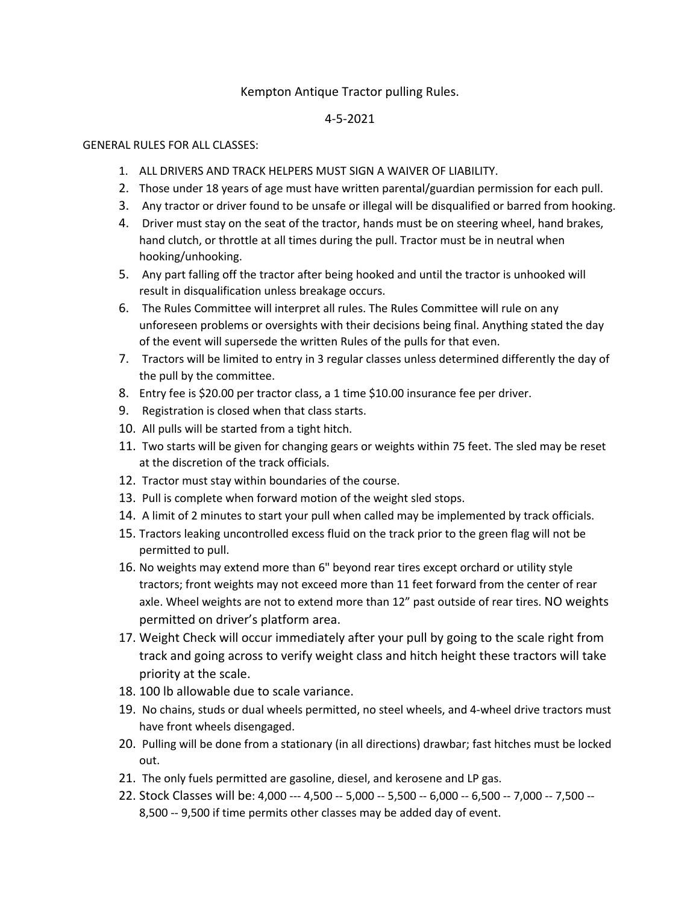# Kempton Antique Tractor pulling Rules.

4-5-2021

GENERAL RULES FOR ALL CLASSES:

1. ALL DRIVERS AND TRACK HELPERS MUST SIGN A WAIVER OF LIABILITY.
2. Those under 18 years of age must have written parental/guardian permission for each pull.
3. Any tractor or driver found to be unsafe or illegal will be disqualified or barred from hooking.
4. Driver must stay on the seat of the tractor, hands must be on steering wheel, hand brakes, hand clutch, or throttle at all times during the pull. Tractor must be in neutral when hooking/unhooking.
5. Any part falling off the tractor after being hooked and until the tractor is unhooked will result in disqualification unless breakage occurs.
6. The Rules Committee will interpret all rules. The Rules Committee will rule on any unforeseen problems or oversights with their decisions being final. Anything stated the day of the event will supersede the written Rules of the pulls for that even.
7. Tractors will be limited to entry in 3 regular classes unless determined differently the day of the pull by the committee.
8. Entry fee is $20.00 per tractor class, a 1 time $10.00 insurance fee per driver.
9. Registration is closed when that class starts.
10. All pulls will be started from a tight hitch.
11. Two starts will be given for changing gears or weights within 75 feet. The sled may be reset at the discretion of the track officials.
12. Tractor must stay within boundaries of the course.
13. Pull is complete when forward motion of the weight sled stops.
14. A limit of 2 minutes to start your pull when called may be implemented by track officials.
15. Tractors leaking uncontrolled excess fluid on the track prior to the green flag will not be permitted to pull.
16. No weights may extend more than 6" beyond rear tires except orchard or utility style tractors; front weights may not exceed more than 11 feet forward from the center of rear axle. Wheel weights are not to extend more than 12" past outside of rear tires. NO weights permitted on driver's platform area.
17. Weight Check will occur immediately after your pull by going to the scale right from track and going across to verify weight class and hitch height these tractors will take priority at the scale.
18. 100 lb allowable due to scale variance.
19. No chains, studs or dual wheels permitted, no steel wheels, and 4-wheel drive tractors must have front wheels disengaged.
20. Pulling will be done from a stationary (in all directions) drawbar; fast hitches must be locked out.
21. The only fuels permitted are gasoline, diesel, and kerosene and LP gas.
22. Stock Classes will be: 4,000 --- 4,500 -- 5,000 -- 5,500 -- 6,000 -- 6,500 -- 7,000 -- 7,500 -- 8,500 -- 9,500 if time permits other classes may be added day of event.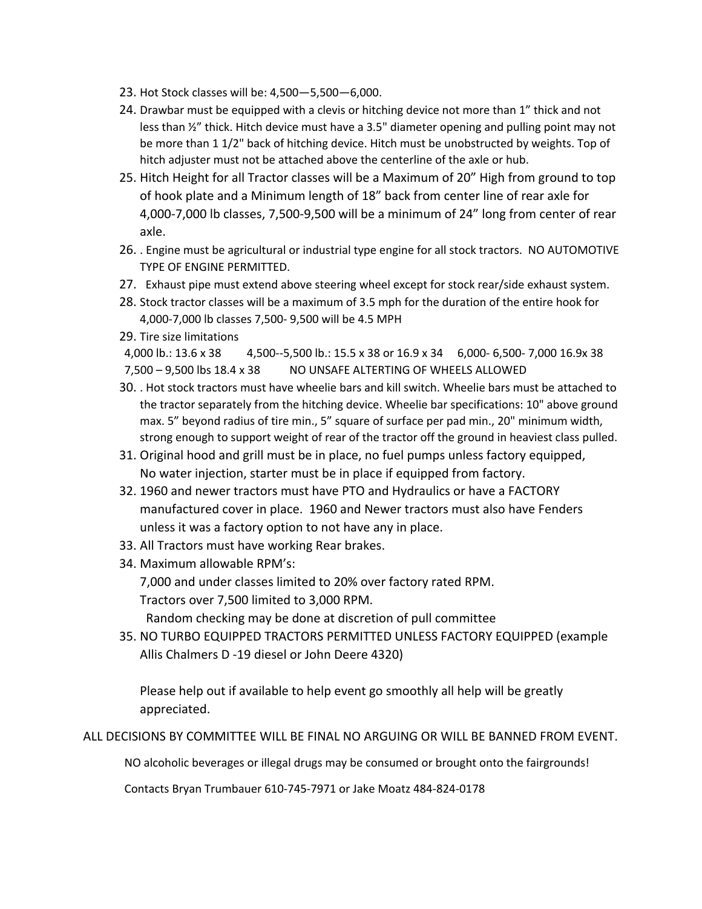23. Hot Stock classes will be: 4,500—5,500—6,000.
24. Drawbar must be equipped with a clevis or hitching device not more than 1" thick and not less than ½" thick. Hitch device must have a 3.5" diameter opening and pulling point may not be more than 1 1/2" back of hitching device. Hitch must be unobstructed by weights. Top of hitch adjuster must not be attached above the centerline of the axle or hub.
25. Hitch Height for all Tractor classes will be a Maximum of 20" High from ground to top of hook plate and a Minimum length of 18" back from center line of rear axle for 4,000-7,000 lb classes, 7,500-9,500 will be a minimum of 24" long from center of rear axle.
26. . Engine must be agricultural or industrial type engine for all stock tractors. NO AUTOMOTIVE TYPE OF ENGINE PERMITTED.
27. Exhaust pipe must extend above steering wheel except for stock rear/side exhaust system.
28. Stock tractor classes will be a maximum of 3.5 mph for the duration of the entire hook for 4,000-7,000 lb classes 7,500- 9,500 will be 4.5 MPH
29. Tire size limitations

    4,000 lb.: 13.6 x 38 4,500--5,500 lb.: 15.5 x 38 or 16.9 x 34 6,000- 6,500- 7,000 16.9x 38
    7,500 – 9,500 lbs 18.4 x 38 NO UNSAFE ALTERTING OF WHEELS ALLOWED
30. . Hot stock tractors must have wheelie bars and kill switch. Wheelie bars must be attached to the tractor separately from the hitching device. Wheelie bar specifications: 10" above ground max. 5" beyond radius of tire min., 5" square of surface per pad min., 20" minimum width, strong enough to support weight of rear of the tractor off the ground in heaviest class pulled.
31. Original hood and grill must be in place, no fuel pumps unless factory equipped, No water injection, starter must be in place if equipped from factory.
32. 1960 and newer tractors must have PTO and Hydraulics or have a FACTORY manufactured cover in place. 1960 and Newer tractors must also have Fenders unless it was a factory option to not have any in place.
33. All Tractors must have working Rear brakes.
34. Maximum allowable RPM's:

    7,000 and under classes limited to 20% over factory rated RPM.
    Tractors over 7,500 limited to 3,000 RPM.
    Random checking may be done at discretion of pull committee
35. NO TURBO EQUIPPED TRACTORS PERMITTED UNLESS FACTORY EQUIPPED (example Allis Chalmers D -19 diesel or John Deere 4320)

    Please help out if available to help event go smoothly all help will be greatly appreciated.

ALL DECISIONS BY COMMITTEE WILL BE FINAL NO ARGUING OR WILL BE BANNED FROM EVENT.

NO alcoholic beverages or illegal drugs may be consumed or brought onto the fairgrounds!

Contacts Bryan Trumbauer 610-745-7971 or Jake Moatz 484-824-0178